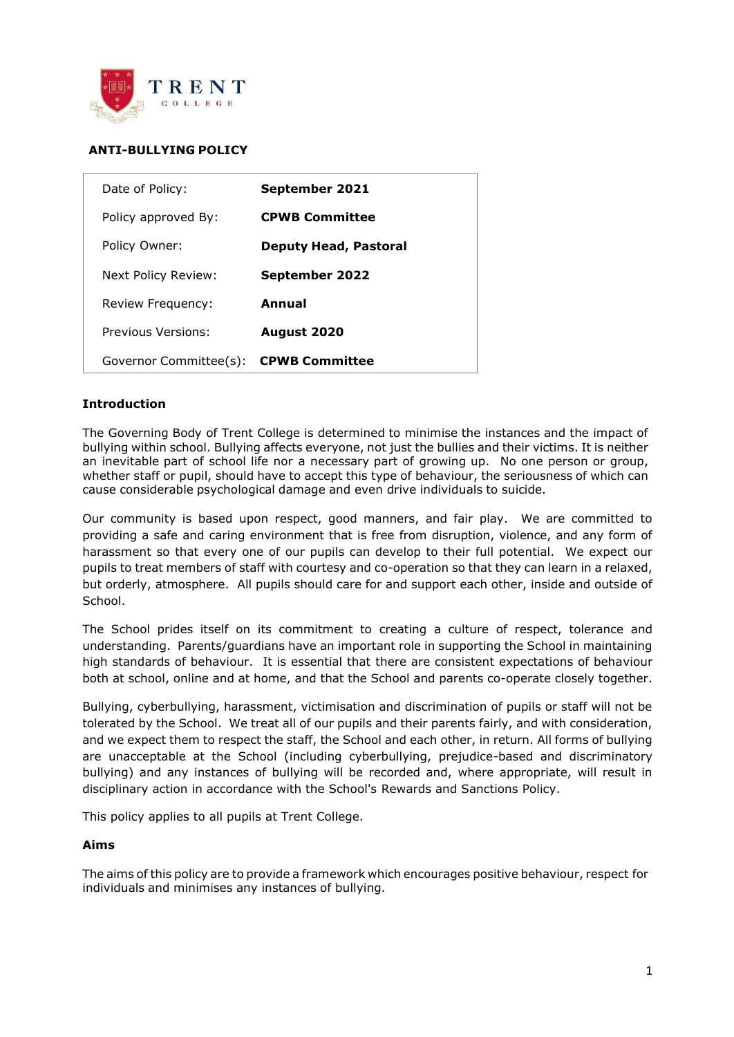TRENT COLLEGE

# ANTI-BULLYING POLICY

| | |
|---|---|
| Date of Policy: | **September 2021** |
| Policy approved By: | **CPWB Committee** |
| Policy Owner: | **Deputy Head, Pastoral** |
| Next Policy Review: | **September 2022** |
| Review Frequency: | **Annual** |
| Previous Versions: | **August 2020** |
| Governor Committee(s): | **CPWB Committee** |

## Introduction

The Governing Body of Trent College is determined to minimise the instances and the impact of bullying within school. Bullying affects everyone, not just the bullies and their victims. It is neither an inevitable part of school life nor a necessary part of growing up. No one person or group, whether staff or pupil, should have to accept this type of behaviour, the seriousness of which can cause considerable psychological damage and even drive individuals to suicide.

Our community is based upon respect, good manners, and fair play. We are committed to providing a safe and caring environment that is free from disruption, violence, and any form of harassment so that every one of our pupils can develop to their full potential. We expect our pupils to treat members of staff with courtesy and co-operation so that they can learn in a relaxed, but orderly, atmosphere. All pupils should care for and support each other, inside and outside of School.

The School prides itself on its commitment to creating a culture of respect, tolerance and understanding. Parents/guardians have an important role in supporting the School in maintaining high standards of behaviour. It is essential that there are consistent expectations of behaviour both at school, online and at home, and that the School and parents co-operate closely together.

Bullying, cyberbullying, harassment, victimisation and discrimination of pupils or staff will not be tolerated by the School. We treat all of our pupils and their parents fairly, and with consideration, and we expect them to respect the staff, the School and each other, in return. All forms of bullying are unacceptable at the School (including cyberbullying, prejudice-based and discriminatory bullying) and any instances of bullying will be recorded and, where appropriate, will result in disciplinary action in accordance with the School's Rewards and Sanctions Policy.

This policy applies to all pupils at Trent College.

## Aims

The aims of this policy are to provide a framework which encourages positive behaviour, respect for individuals and minimises any instances of bullying.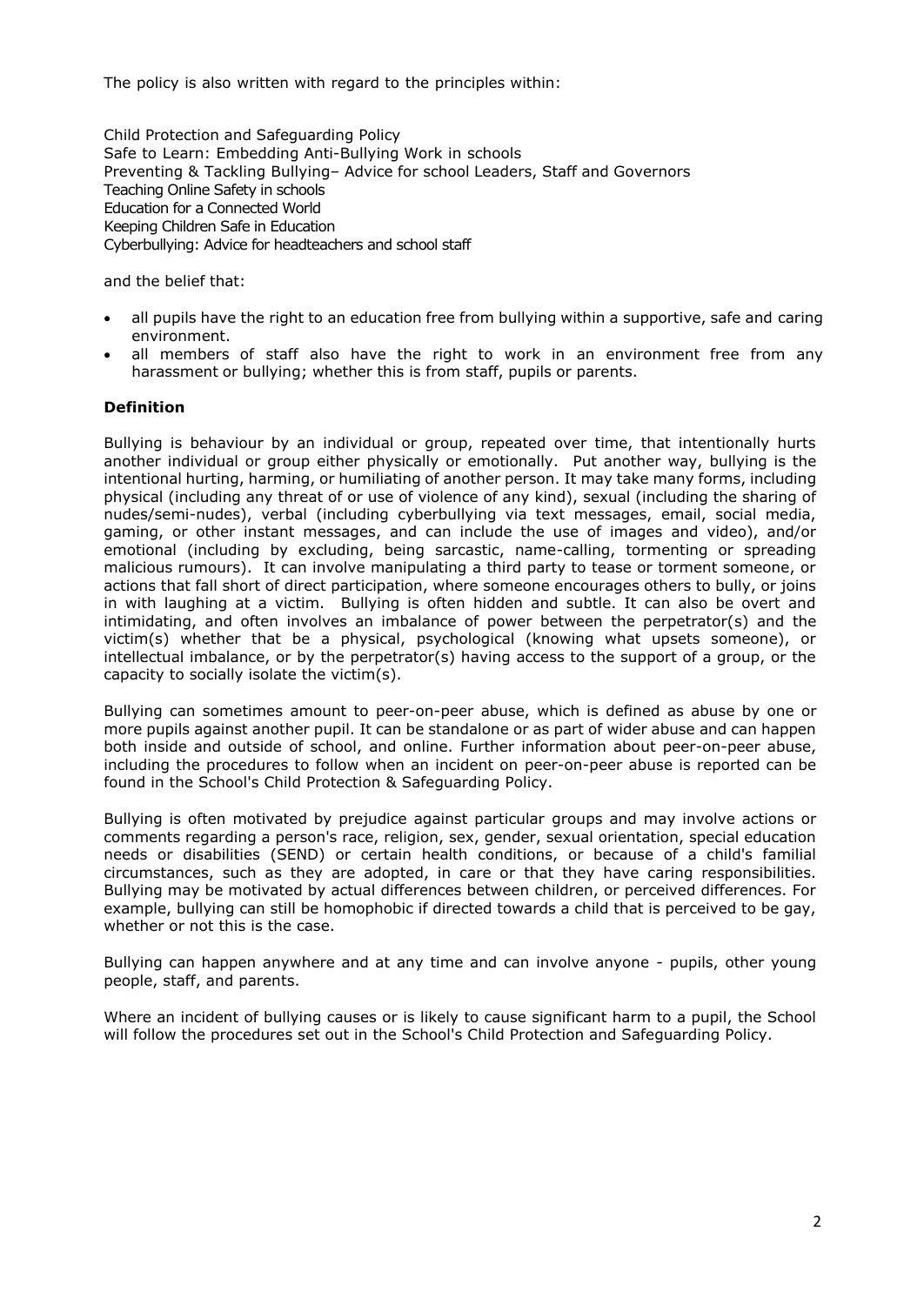The policy is also written with regard to the principles within:

Child Protection and Safeguarding Policy
Safe to Learn: Embedding Anti-Bullying Work in schools
Preventing & Tackling Bullying– Advice for school Leaders, Staff and Governors
Teaching Online Safety in schools
Education for a Connected World
Keeping Children Safe in Education
Cyberbullying: Advice for headteachers and school staff

and the belief that:

- all pupils have the right to an education free from bullying within a supportive, safe and caring environment.
- all members of staff also have the right to work in an environment free from any harassment or bullying; whether this is from staff, pupils or parents.

**Definition**

Bullying is behaviour by an individual or group, repeated over time, that intentionally hurts another individual or group either physically or emotionally. Put another way, bullying is the intentional hurting, harming, or humiliating of another person. It may take many forms, including physical (including any threat of or use of violence of any kind), sexual (including the sharing of nudes/semi-nudes), verbal (including cyberbullying via text messages, email, social media, gaming, or other instant messages, and can include the use of images and video), and/or emotional (including by excluding, being sarcastic, name-calling, tormenting or spreading malicious rumours). It can involve manipulating a third party to tease or torment someone, or actions that fall short of direct participation, where someone encourages others to bully, or joins in with laughing at a victim. Bullying is often hidden and subtle. It can also be overt and intimidating, and often involves an imbalance of power between the perpetrator(s) and the victim(s) whether that be a physical, psychological (knowing what upsets someone), or intellectual imbalance, or by the perpetrator(s) having access to the support of a group, or the capacity to socially isolate the victim(s).

Bullying can sometimes amount to peer-on-peer abuse, which is defined as abuse by one or more pupils against another pupil. It can be standalone or as part of wider abuse and can happen both inside and outside of school, and online. Further information about peer-on-peer abuse, including the procedures to follow when an incident on peer-on-peer abuse is reported can be found in the School's Child Protection & Safeguarding Policy.

Bullying is often motivated by prejudice against particular groups and may involve actions or comments regarding a person's race, religion, sex, gender, sexual orientation, special education needs or disabilities (SEND) or certain health conditions, or because of a child's familial circumstances, such as they are adopted, in care or that they have caring responsibilities. Bullying may be motivated by actual differences between children, or perceived differences. For example, bullying can still be homophobic if directed towards a child that is perceived to be gay, whether or not this is the case.

Bullying can happen anywhere and at any time and can involve anyone - pupils, other young people, staff, and parents.

Where an incident of bullying causes or is likely to cause significant harm to a pupil, the School will follow the procedures set out in the School's Child Protection and Safeguarding Policy.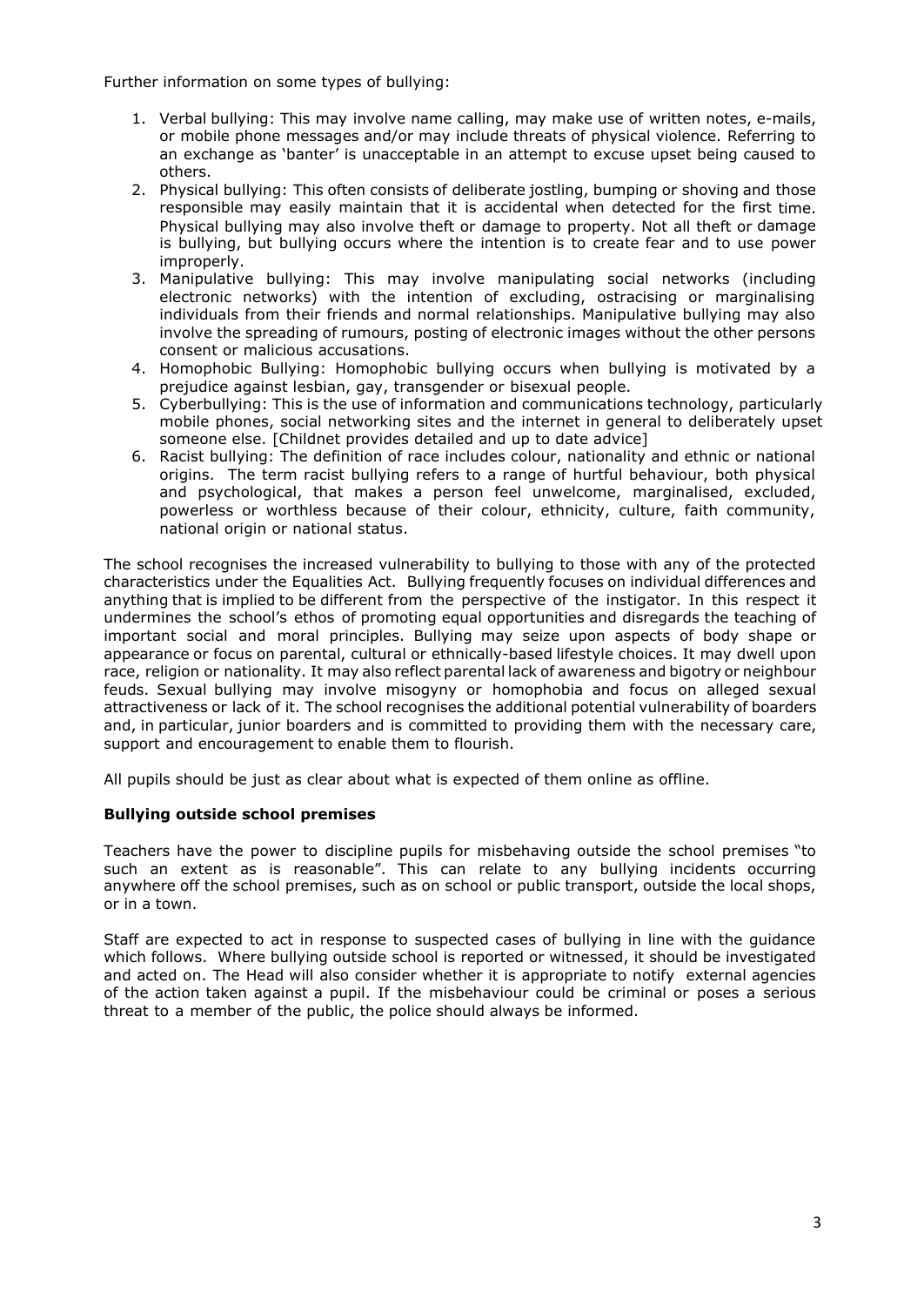Further information on some types of bullying:

1. Verbal bullying: This may involve name calling, may make use of written notes, e-mails, or mobile phone messages and/or may include threats of physical violence. Referring to an exchange as 'banter' is unacceptable in an attempt to excuse upset being caused to others.
2. Physical bullying: This often consists of deliberate jostling, bumping or shoving and those responsible may easily maintain that it is accidental when detected for the first time. Physical bullying may also involve theft or damage to property. Not all theft or damage is bullying, but bullying occurs where the intention is to create fear and to use power improperly.
3. Manipulative bullying: This may involve manipulating social networks (including electronic networks) with the intention of excluding, ostracising or marginalising individuals from their friends and normal relationships. Manipulative bullying may also involve the spreading of rumours, posting of electronic images without the other persons consent or malicious accusations.
4. Homophobic Bullying: Homophobic bullying occurs when bullying is motivated by a prejudice against lesbian, gay, transgender or bisexual people.
5. Cyberbullying: This is the use of information and communications technology, particularly mobile phones, social networking sites and the internet in general to deliberately upset someone else. [Childnet provides detailed and up to date advice]
6. Racist bullying: The definition of race includes colour, nationality and ethnic or national origins. The term racist bullying refers to a range of hurtful behaviour, both physical and psychological, that makes a person feel unwelcome, marginalised, excluded, powerless or worthless because of their colour, ethnicity, culture, faith community, national origin or national status.

The school recognises the increased vulnerability to bullying to those with any of the protected characteristics under the Equalities Act. Bullying frequently focuses on individual differences and anything that is implied to be different from the perspective of the instigator. In this respect it undermines the school's ethos of promoting equal opportunities and disregards the teaching of important social and moral principles. Bullying may seize upon aspects of body shape or appearance or focus on parental, cultural or ethnically-based lifestyle choices. It may dwell upon race, religion or nationality. It may also reflect parental lack of awareness and bigotry or neighbour feuds. Sexual bullying may involve misogyny or homophobia and focus on alleged sexual attractiveness or lack of it. The school recognises the additional potential vulnerability of boarders and, in particular, junior boarders and is committed to providing them with the necessary care, support and encouragement to enable them to flourish.

All pupils should be just as clear about what is expected of them online as offline.

**Bullying outside school premises**

Teachers have the power to discipline pupils for misbehaving outside the school premises "to such an extent as is reasonable". This can relate to any bullying incidents occurring anywhere off the school premises, such as on school or public transport, outside the local shops, or in a town.

Staff are expected to act in response to suspected cases of bullying in line with the guidance which follows. Where bullying outside school is reported or witnessed, it should be investigated and acted on. The Head will also consider whether it is appropriate to notify external agencies of the action taken against a pupil. If the misbehaviour could be criminal or poses a serious threat to a member of the public, the police should always be informed.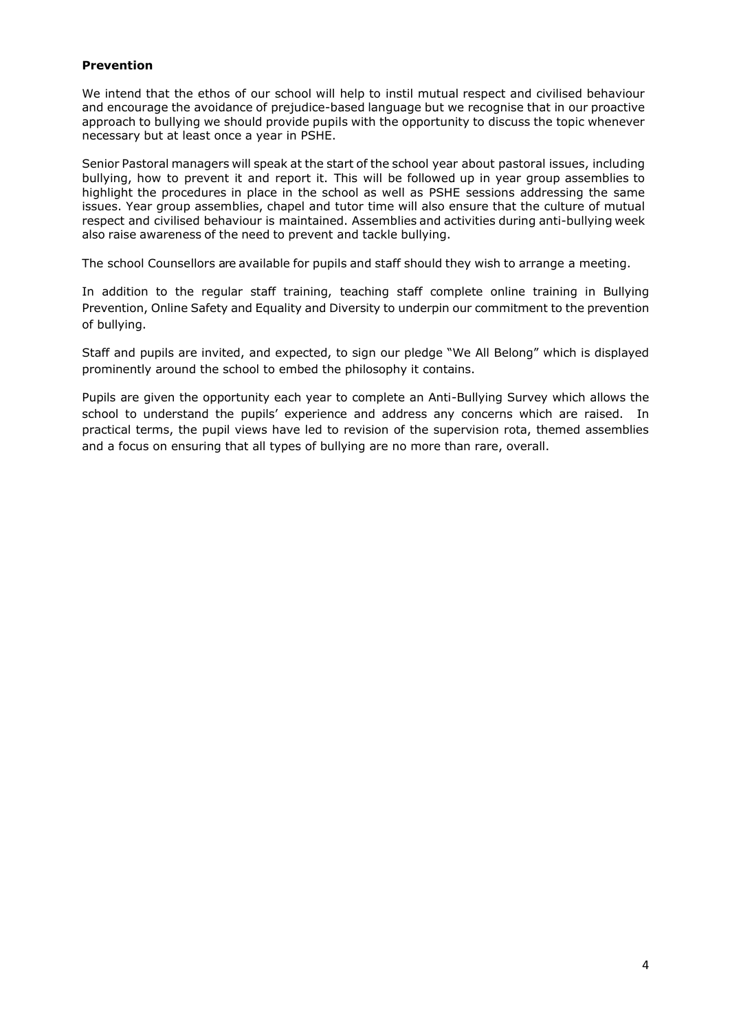**Prevention**

We intend that the ethos of our school will help to instil mutual respect and civilised behaviour and encourage the avoidance of prejudice-based language but we recognise that in our proactive approach to bullying we should provide pupils with the opportunity to discuss the topic whenever necessary but at least once a year in PSHE.

Senior Pastoral managers will speak at the start of the school year about pastoral issues, including bullying, how to prevent it and report it. This will be followed up in year group assemblies to highlight the procedures in place in the school as well as PSHE sessions addressing the same issues. Year group assemblies, chapel and tutor time will also ensure that the culture of mutual respect and civilised behaviour is maintained. Assemblies and activities during anti-bullying week also raise awareness of the need to prevent and tackle bullying.

The school Counsellors are available for pupils and staff should they wish to arrange a meeting.

In addition to the regular staff training, teaching staff complete online training in Bullying Prevention, Online Safety and Equality and Diversity to underpin our commitment to the prevention of bullying.

Staff and pupils are invited, and expected, to sign our pledge "We All Belong" which is displayed prominently around the school to embed the philosophy it contains.

Pupils are given the opportunity each year to complete an Anti-Bullying Survey which allows the school to understand the pupils' experience and address any concerns which are raised. In practical terms, the pupil views have led to revision of the supervision rota, themed assemblies and a focus on ensuring that all types of bullying are no more than rare, overall.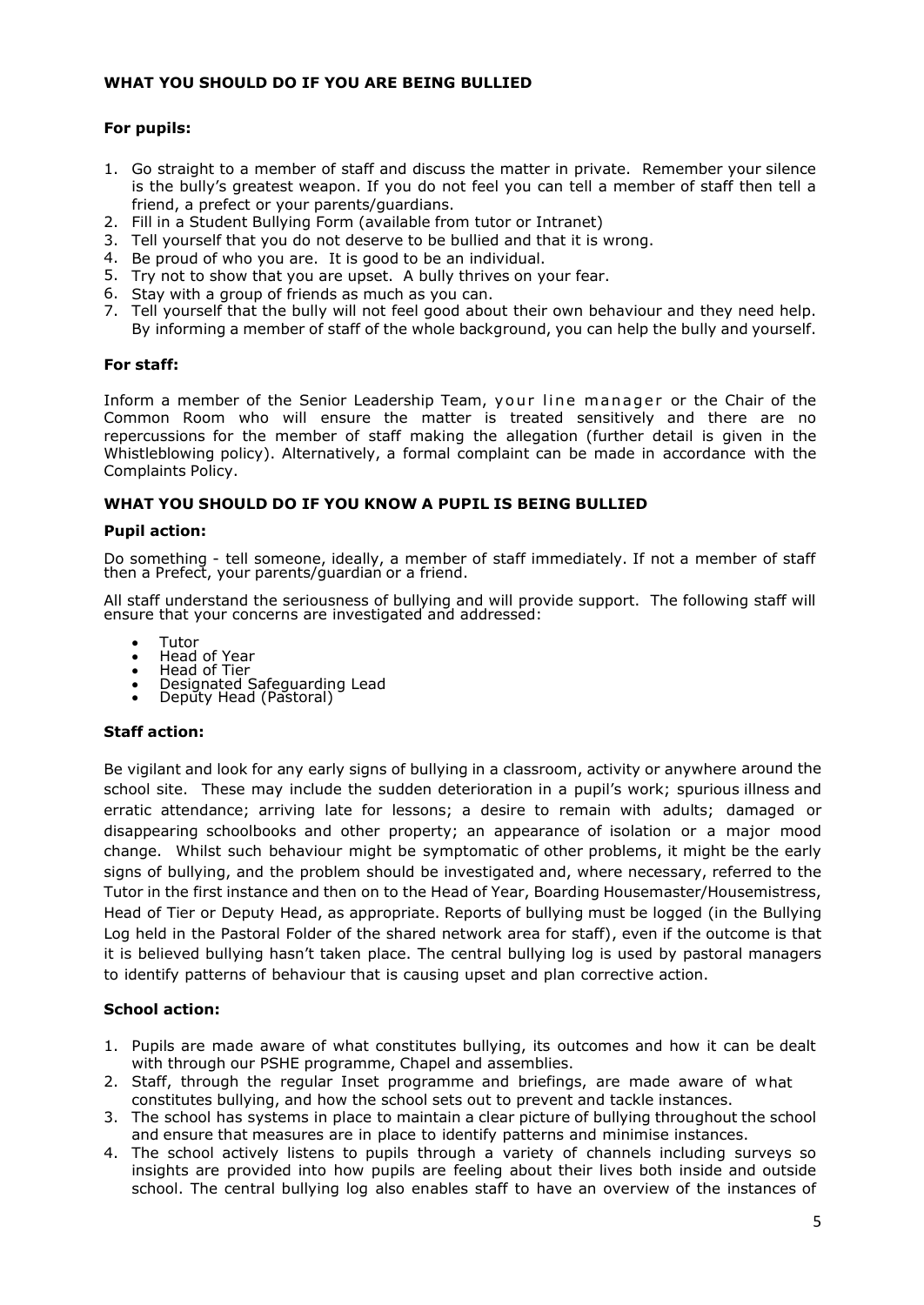## WHAT YOU SHOULD DO IF YOU ARE BEING BULLIED

### For pupils:

1. Go straight to a member of staff and discuss the matter in private. Remember your silence is the bully's greatest weapon. If you do not feel you can tell a member of staff then tell a friend, a prefect or your parents/guardians.
2. Fill in a Student Bullying Form (available from tutor or Intranet)
3. Tell yourself that you do not deserve to be bullied and that it is wrong.
4. Be proud of who you are. It is good to be an individual.
5. Try not to show that you are upset. A bully thrives on your fear.
6. Stay with a group of friends as much as you can.
7. Tell yourself that the bully will not feel good about their own behaviour and they need help. By informing a member of staff of the whole background, you can help the bully and yourself.

### For staff:

Inform a member of the Senior Leadership Team, your line manager or the Chair of the Common Room who will ensure the matter is treated sensitively and there are no repercussions for the member of staff making the allegation (further detail is given in the Whistleblowing policy). Alternatively, a formal complaint can be made in accordance with the Complaints Policy.

## WHAT YOU SHOULD DO IF YOU KNOW A PUPIL IS BEING BULLIED

### Pupil action:

Do something - tell someone, ideally, a member of staff immediately. If not a member of staff then a Prefect, your parents/guardian or a friend.

All staff understand the seriousness of bullying and will provide support. The following staff will ensure that your concerns are investigated and addressed:

- Tutor
- Head of Year
- Head of Tier
- Designated Safeguarding Lead
- Deputy Head (Pastoral)

### Staff action:

Be vigilant and look for any early signs of bullying in a classroom, activity or anywhere around the school site. These may include the sudden deterioration in a pupil's work; spurious illness and erratic attendance; arriving late for lessons; a desire to remain with adults; damaged or disappearing schoolbooks and other property; an appearance of isolation or a major mood change. Whilst such behaviour might be symptomatic of other problems, it might be the early signs of bullying, and the problem should be investigated and, where necessary, referred to the Tutor in the first instance and then on to the Head of Year, Boarding Housemaster/Housemistress, Head of Tier or Deputy Head, as appropriate. Reports of bullying must be logged (in the Bullying Log held in the Pastoral Folder of the shared network area for staff), even if the outcome is that it is believed bullying hasn't taken place. The central bullying log is used by pastoral managers to identify patterns of behaviour that is causing upset and plan corrective action.

### School action:

1. Pupils are made aware of what constitutes bullying, its outcomes and how it can be dealt with through our PSHE programme, Chapel and assemblies.
2. Staff, through the regular Inset programme and briefings, are made aware of what constitutes bullying, and how the school sets out to prevent and tackle instances.
3. The school has systems in place to maintain a clear picture of bullying throughout the school and ensure that measures are in place to identify patterns and minimise instances.
4. The school actively listens to pupils through a variety of channels including surveys so insights are provided into how pupils are feeling about their lives both inside and outside school. The central bullying log also enables staff to have an overview of the instances of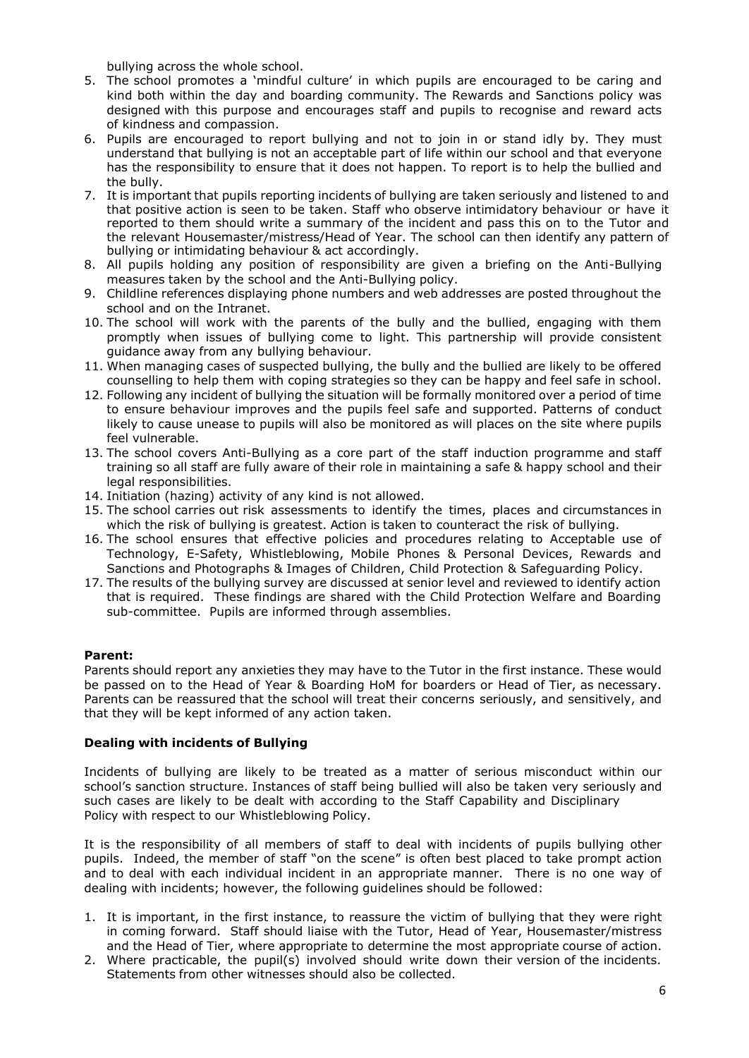bullying across the whole school.

5. The school promotes a 'mindful culture' in which pupils are encouraged to be caring and kind both within the day and boarding community. The Rewards and Sanctions policy was designed with this purpose and encourages staff and pupils to recognise and reward acts of kindness and compassion.
6. Pupils are encouraged to report bullying and not to join in or stand idly by. They must understand that bullying is not an acceptable part of life within our school and that everyone has the responsibility to ensure that it does not happen. To report is to help the bullied and the bully.
7. It is important that pupils reporting incidents of bullying are taken seriously and listened to and that positive action is seen to be taken. Staff who observe intimidatory behaviour or have it reported to them should write a summary of the incident and pass this on to the Tutor and the relevant Housemaster/mistress/Head of Year. The school can then identify any pattern of bullying or intimidating behaviour & act accordingly.
8. All pupils holding any position of responsibility are given a briefing on the Anti-Bullying measures taken by the school and the Anti-Bullying policy.
9. Childline references displaying phone numbers and web addresses are posted throughout the school and on the Intranet.
10. The school will work with the parents of the bully and the bullied, engaging with them promptly when issues of bullying come to light. This partnership will provide consistent guidance away from any bullying behaviour.
11. When managing cases of suspected bullying, the bully and the bullied are likely to be offered counselling to help them with coping strategies so they can be happy and feel safe in school.
12. Following any incident of bullying the situation will be formally monitored over a period of time to ensure behaviour improves and the pupils feel safe and supported. Patterns of conduct likely to cause unease to pupils will also be monitored as will places on the site where pupils feel vulnerable.
13. The school covers Anti-Bullying as a core part of the staff induction programme and staff training so all staff are fully aware of their role in maintaining a safe & happy school and their legal responsibilities.
14. Initiation (hazing) activity of any kind is not allowed.
15. The school carries out risk assessments to identify the times, places and circumstances in which the risk of bullying is greatest. Action is taken to counteract the risk of bullying.
16. The school ensures that effective policies and procedures relating to Acceptable use of Technology, E-Safety, Whistleblowing, Mobile Phones & Personal Devices, Rewards and Sanctions and Photographs & Images of Children, Child Protection & Safeguarding Policy.
17. The results of the bullying survey are discussed at senior level and reviewed to identify action that is required. These findings are shared with the Child Protection Welfare and Boarding sub-committee. Pupils are informed through assemblies.

**Parent:**

Parents should report any anxieties they may have to the Tutor in the first instance. These would be passed on to the Head of Year & Boarding HoM for boarders or Head of Tier, as necessary. Parents can be reassured that the school will treat their concerns seriously, and sensitively, and that they will be kept informed of any action taken.

**Dealing with incidents of Bullying**

Incidents of bullying are likely to be treated as a matter of serious misconduct within our school's sanction structure. Instances of staff being bullied will also be taken very seriously and such cases are likely to be dealt with according to the Staff Capability and Disciplinary Policy with respect to our Whistleblowing Policy.

It is the responsibility of all members of staff to deal with incidents of pupils bullying other pupils. Indeed, the member of staff "on the scene" is often best placed to take prompt action and to deal with each individual incident in an appropriate manner. There is no one way of dealing with incidents; however, the following guidelines should be followed:

1. It is important, in the first instance, to reassure the victim of bullying that they were right in coming forward. Staff should liaise with the Tutor, Head of Year, Housemaster/mistress and the Head of Tier, where appropriate to determine the most appropriate course of action.
2. Where practicable, the pupil(s) involved should write down their version of the incidents. Statements from other witnesses should also be collected.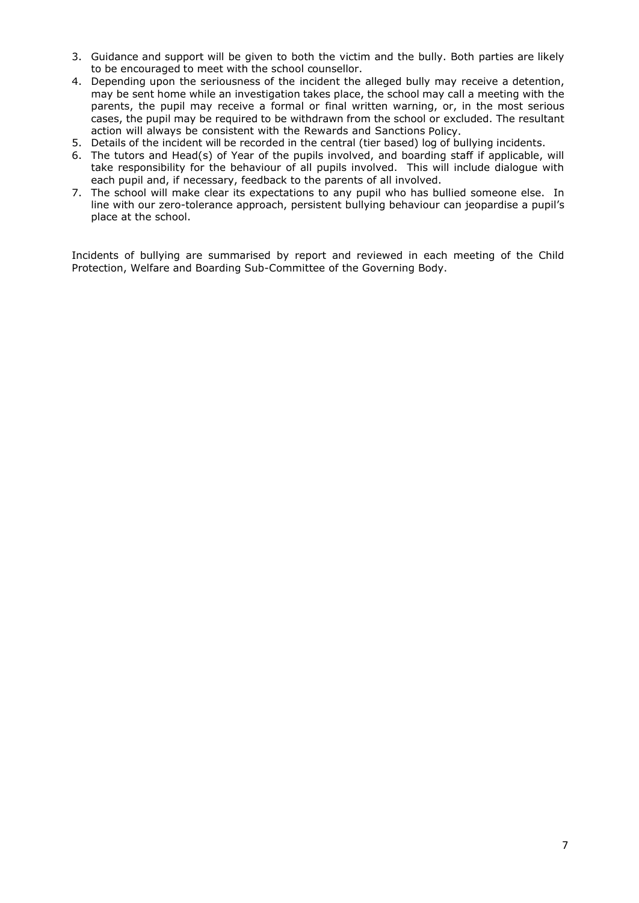3. Guidance and support will be given to both the victim and the bully. Both parties are likely to be encouraged to meet with the school counsellor.
4. Depending upon the seriousness of the incident the alleged bully may receive a detention, may be sent home while an investigation takes place, the school may call a meeting with the parents, the pupil may receive a formal or final written warning, or, in the most serious cases, the pupil may be required to be withdrawn from the school or excluded. The resultant action will always be consistent with the Rewards and Sanctions Policy.
5. Details of the incident will be recorded in the central (tier based) log of bullying incidents.
6. The tutors and Head(s) of Year of the pupils involved, and boarding staff if applicable, will take responsibility for the behaviour of all pupils involved. This will include dialogue with each pupil and, if necessary, feedback to the parents of all involved.
7. The school will make clear its expectations to any pupil who has bullied someone else. In line with our zero-tolerance approach, persistent bullying behaviour can jeopardise a pupil's place at the school.

Incidents of bullying are summarised by report and reviewed in each meeting of the Child Protection, Welfare and Boarding Sub-Committee of the Governing Body.